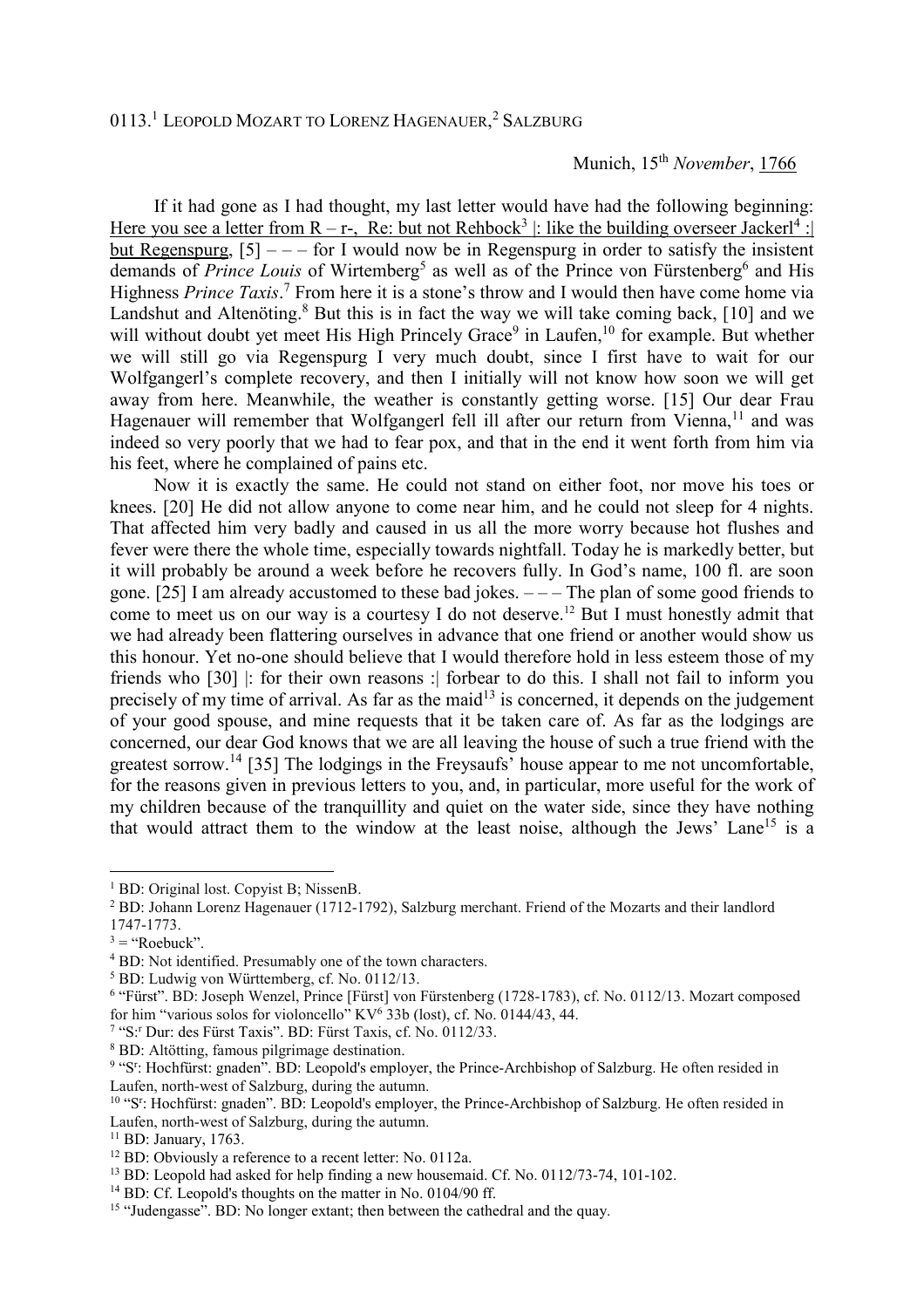0113.[1] LEOPOLD MOZART TO LORENZ HAGENAUER,[2] SALZBURG

Munich, 15th *November*, 1766

If it had gone as I had thought, my last letter would have had the following beginning: Here you see a letter from R – r-, Re: but not Rehbock[3] |: like the building overseer Jackerl[4] :| but Regenspurg, [5] – – – for I would now be in Regenspurg in order to satisfy the insistent demands of *Prince Louis* of Wirtemberg[5] as well as of the Prince von Fürstenberg[6] and His Highness *Prince Taxis*.[7] From here it is a stone's throw and I would then have come home via Landshut and Altenöting.[8] But this is in fact the way we will take coming back, [10] and we will without doubt yet meet His High Princely Grace[9] in Laufen,[10] for example. But whether we will still go via Regenspurg I very much doubt, since I first have to wait for our Wolfgangerl's complete recovery, and then I initially will not know how soon we will get away from here. Meanwhile, the weather is constantly getting worse. [15] Our dear Frau Hagenauer will remember that Wolfgangerl fell ill after our return from Vienna,[11] and was indeed so very poorly that we had to fear pox, and that in the end it went forth from him via his feet, where he complained of pains etc.

Now it is exactly the same. He could not stand on either foot, nor move his toes or knees. [20] He did not allow anyone to come near him, and he could not sleep for 4 nights. That affected him very badly and caused in us all the more worry because hot flushes and fever were there the whole time, especially towards nightfall. Today he is markedly better, but it will probably be around a week before he recovers fully. In God's name, 100 fl. are soon gone. [25] I am already accustomed to these bad jokes. – – – The plan of some good friends to come to meet us on our way is a courtesy I do not deserve.[12] But I must honestly admit that we had already been flattering ourselves in advance that one friend or another would show us this honour. Yet no-one should believe that I would therefore hold in less esteem those of my friends who [30] |: for their own reasons :| forbear to do this. I shall not fail to inform you precisely of my time of arrival. As far as the maid[13] is concerned, it depends on the judgement of your good spouse, and mine requests that it be taken care of. As far as the lodgings are concerned, our dear God knows that we are all leaving the house of such a true friend with the greatest sorrow.[14] [35] The lodgings in the Freysaufs' house appear to me not uncomfortable, for the reasons given in previous letters to you, and, in particular, more useful for the work of my children because of the tranquillity and quiet on the water side, since they have nothing that would attract them to the window at the least noise, although the Jews' Lane[15] is a

---

[1] BD: Original lost. Copyist B; NissenB.

[2] BD: Johann Lorenz Hagenauer (1712-1792), Salzburg merchant. Friend of the Mozarts and their landlord 1747-1773.

[3] = "Roebuck".

[4] BD: Not identified. Presumably one of the town characters.

[5] BD: Ludwig von Württemberg, cf. No. 0112/13.

[6] "Fürst". BD: Joseph Wenzel, Prince [Fürst] von Fürstenberg (1728-1783), cf. No. 0112/13. Mozart composed for him "various solos for violoncello" KV6 33b (lost), cf. No. 0144/43, 44.

[7] "S:r Dur: des Fürst Taxis". BD: Fürst Taxis, cf. No. 0112/33.

[8] BD: Altötting, famous pilgrimage destination.

[9] "Sr: Hochfürst: gnaden". BD: Leopold's employer, the Prince-Archbishop of Salzburg. He often resided in Laufen, north-west of Salzburg, during the autumn.

[10] "Sr: Hochfürst: gnaden". BD: Leopold's employer, the Prince-Archbishop of Salzburg. He often resided in Laufen, north-west of Salzburg, during the autumn.

[11] BD: January, 1763.

[12] BD: Obviously a reference to a recent letter: No. 0112a.

[13] BD: Leopold had asked for help finding a new housemaid. Cf. No. 0112/73-74, 101-102.

[14] BD: Cf. Leopold's thoughts on the matter in No. 0104/90 ff.

[15] "Judengasse". BD: No longer extant; then between the cathedral and the quay.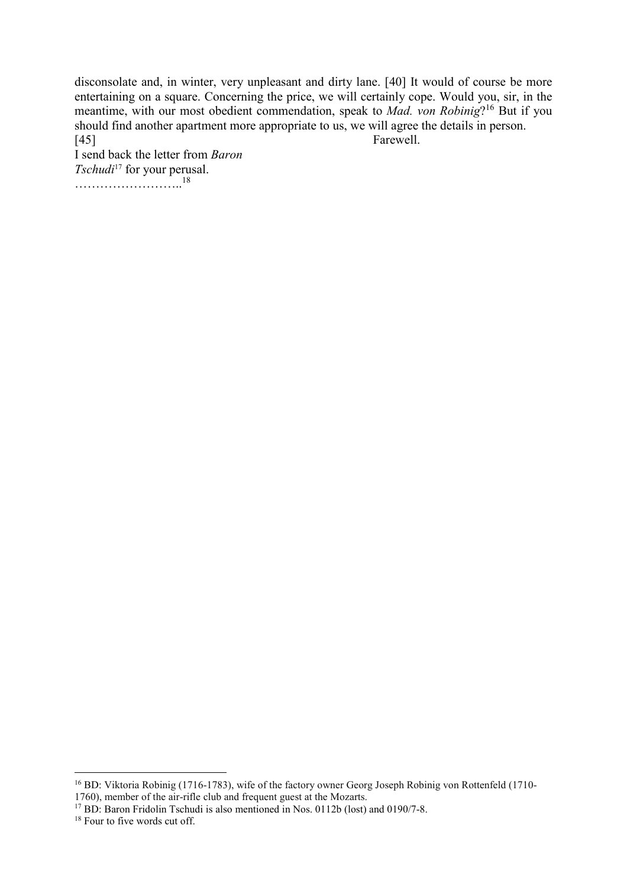disconsolate and, in winter, very unpleasant and dirty lane. [40] It would of course be more entertaining on a square. Concerning the price, we will certainly cope. Would you, sir, in the meantime, with our most obedient commendation, speak to *Mad. von Robinig*?[16] But if you should find another apartment more appropriate to us, we will agree the details in person.

[45] Farewell.

I send back the letter from *Baron Tschudi*[17] for your perusal.

……………………..[18]

[16] BD: Viktoria Robinig (1716-1783), wife of the factory owner Georg Joseph Robinig von Rottenfeld (1710-1760), member of the air-rifle club and frequent guest at the Mozarts.

[17] BD: Baron Fridolin Tschudi is also mentioned in Nos. 0112b (lost) and 0190/7-8.

[18] Four to five words cut off.